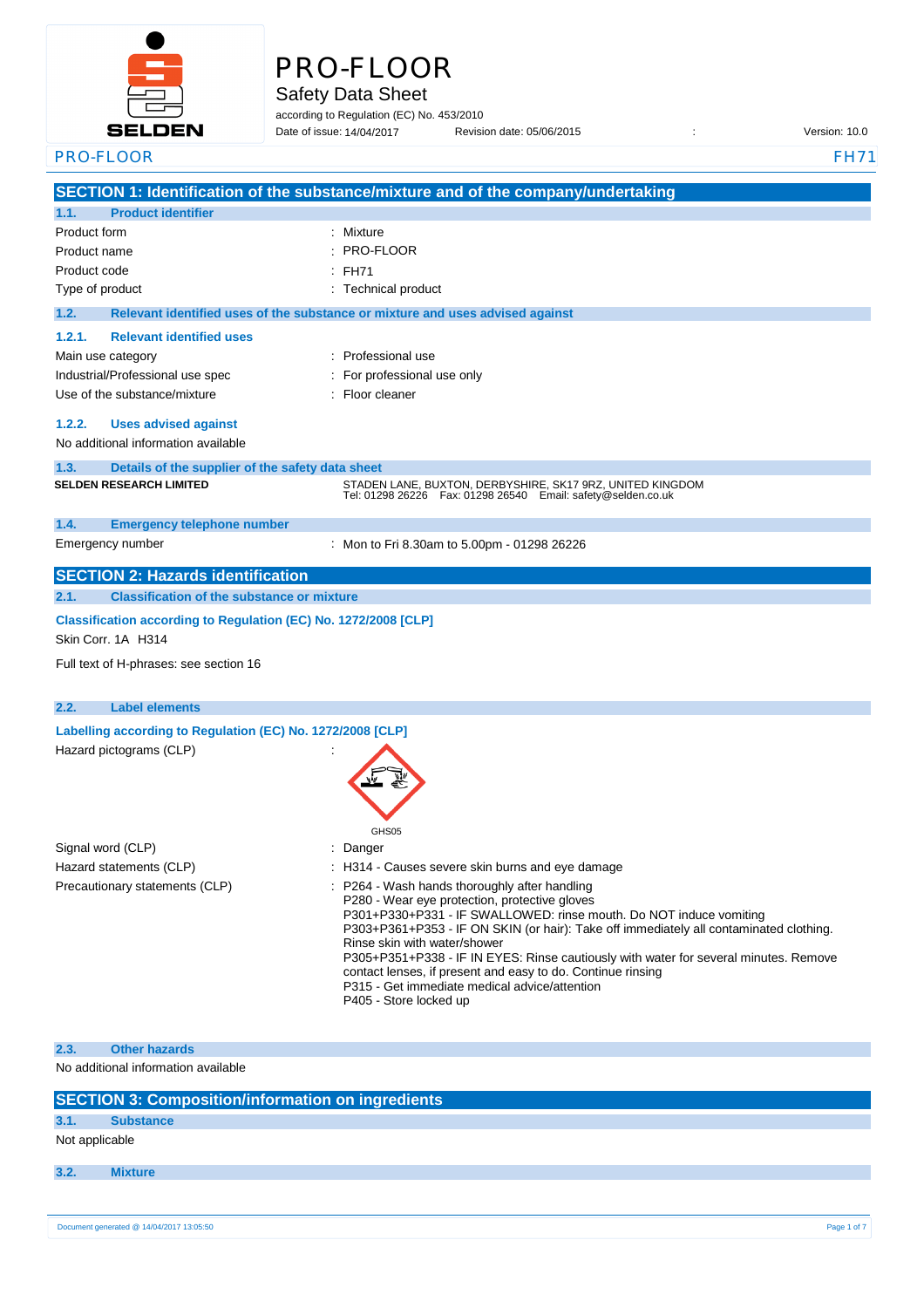# PRO-FLOOR

## Safety Data Sheet

according to Regulation (EC) No. 453/2010

Date of issue: 14/04/2017 Revision date: 05/06/2015 : Version: 10.0

## SECTION 1: Identification of the substance/mixture and of the company/undertaking

### 1.1. Product identifier

| | |
|---|---|
| Product form | : Mixture |
| Product name | : PRO-FLOOR |
| Product code | : FH71 |
| Type of product | : Technical product |

### 1.2. Relevant identified uses of the substance or mixture and uses advised against

#### 1.2.1. Relevant identified uses

| | |
|---|---|
| Main use category | : Professional use |
| Industrial/Professional use spec | : For professional use only |
| Use of the substance/mixture | : Floor cleaner |

#### 1.2.2. Uses advised against

No additional information available

### 1.3. Details of the supplier of the safety data sheet

**SELDEN RESEARCH LIMITED**

STADEN LANE, BUXTON, DERBYSHIRE, SK17 9RZ, UNITED KINGDOM
Tel: 01298 26226 Fax: 01298 26540 Email: safety@selden.co.uk

### 1.4. Emergency telephone number

| | |
|---|---|
| Emergency number | : Mon to Fri 8.30am to 5.00pm - 01298 26226 |

## SECTION 2: Hazards identification

### 2.1. Classification of the substance or mixture

**Classification according to Regulation (EC) No. 1272/2008 [CLP]**

Skin Corr. 1A H314

Full text of H-phrases: see section 16

### 2.2. Label elements

**Labelling according to Regulation (EC) No. 1272/2008 [CLP]**

Hazard pictograms (CLP) :

GHS05

| | |
|---|---|
| Signal word (CLP) | : Danger |
| Hazard statements (CLP) | : H314 - Causes severe skin burns and eye damage |
| Precautionary statements (CLP) | : P264 - Wash hands thoroughly after handling<br>P280 - Wear eye protection, protective gloves<br>P301+P330+P331 - IF SWALLOWED: rinse mouth. Do NOT induce vomiting<br>P303+P361+P353 - IF ON SKIN (or hair): Take off immediately all contaminated clothing. Rinse skin with water/shower<br>P305+P351+P338 - IF IN EYES: Rinse cautiously with water for several minutes. Remove contact lenses, if present and easy to do. Continue rinsing<br>P315 - Get immediate medical advice/attention<br>P405 - Store locked up |

### 2.3. Other hazards

No additional information available

## SECTION 3: Composition/information on ingredients

### 3.1. Substance

Not applicable

### 3.2. Mixture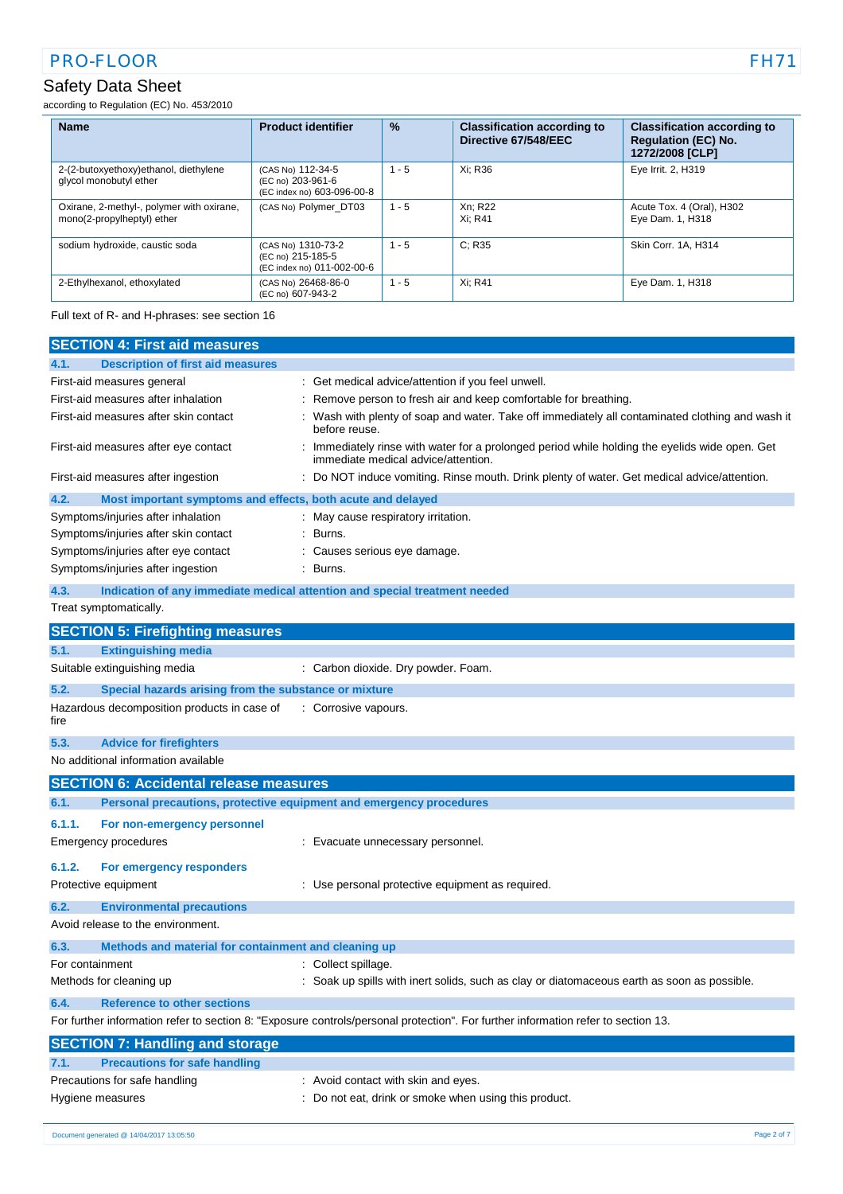| Name | Product identifier | % | Classification according to Directive 67/548/EEC | Classification according to Regulation (EC) No. 1272/2008 [CLP] |
|---|---|---|---|---|
| 2-(2-butoxyethoxy)ethanol, diethylene glycol monobutyl ether | (CAS No) 112-34-5<br>(EC no) 203-961-6<br>(EC index no) 603-096-00-8 | 1 - 5 | Xi; R36 | Eye Irrit. 2, H319 |
| Oxirane, 2-methyl-, polymer with oxirane, mono(2-propylheptyl) ether | (CAS No) Polymer_DT03 | 1 - 5 | Xn; R22<br>Xi; R41 | Acute Tox. 4 (Oral), H302<br>Eye Dam. 1, H318 |
| sodium hydroxide, caustic soda | (CAS No) 1310-73-2<br>(EC no) 215-185-5<br>(EC index no) 011-002-00-6 | 1 - 5 | C; R35 | Skin Corr. 1A, H314 |
| 2-Ethylhexanol, ethoxylated | (CAS No) 26468-86-0<br>(EC no) 607-943-2 | 1 - 5 | Xi; R41 | Eye Dam. 1, H318 |

Full text of R- and H-phrases: see section 16

## SECTION 4: First aid measures

### 4.1. Description of first aid measures

First-aid measures general : Get medical advice/attention if you feel unwell.

First-aid measures after inhalation : Remove person to fresh air and keep comfortable for breathing.

First-aid measures after skin contact : Wash with plenty of soap and water. Take off immediately all contaminated clothing and wash it before reuse.

First-aid measures after eye contact : Immediately rinse with water for a prolonged period while holding the eyelids wide open. Get immediate medical advice/attention.

First-aid measures after ingestion : Do NOT induce vomiting. Rinse mouth. Drink plenty of water. Get medical advice/attention.

### 4.2. Most important symptoms and effects, both acute and delayed

Symptoms/injuries after inhalation : May cause respiratory irritation.

Symptoms/injuries after skin contact : Burns.

Symptoms/injuries after eye contact : Causes serious eye damage.

Symptoms/injuries after ingestion : Burns.

### 4.3. Indication of any immediate medical attention and special treatment needed

Treat symptomatically.

## SECTION 5: Firefighting measures

### 5.1. Extinguishing media

Suitable extinguishing media : Carbon dioxide. Dry powder. Foam.

### 5.2. Special hazards arising from the substance or mixture

Hazardous decomposition products in case of fire : Corrosive vapours.

### 5.3. Advice for firefighters

No additional information available

## SECTION 6: Accidental release measures

### 6.1. Personal precautions, protective equipment and emergency procedures

#### 6.1.1. For non-emergency personnel

Emergency procedures : Evacuate unnecessary personnel.

#### 6.1.2. For emergency responders

Protective equipment : Use personal protective equipment as required.

### 6.2. Environmental precautions

Avoid release to the environment.

### 6.3. Methods and material for containment and cleaning up

For containment : Collect spillage.

Methods for cleaning up : Soak up spills with inert solids, such as clay or diatomaceous earth as soon as possible.

### 6.4. Reference to other sections

For further information refer to section 8: "Exposure controls/personal protection". For further information refer to section 13.

## SECTION 7: Handling and storage

### 7.1. Precautions for safe handling

Precautions for safe handling : Avoid contact with skin and eyes.

Hygiene measures : Do not eat, drink or smoke when using this product.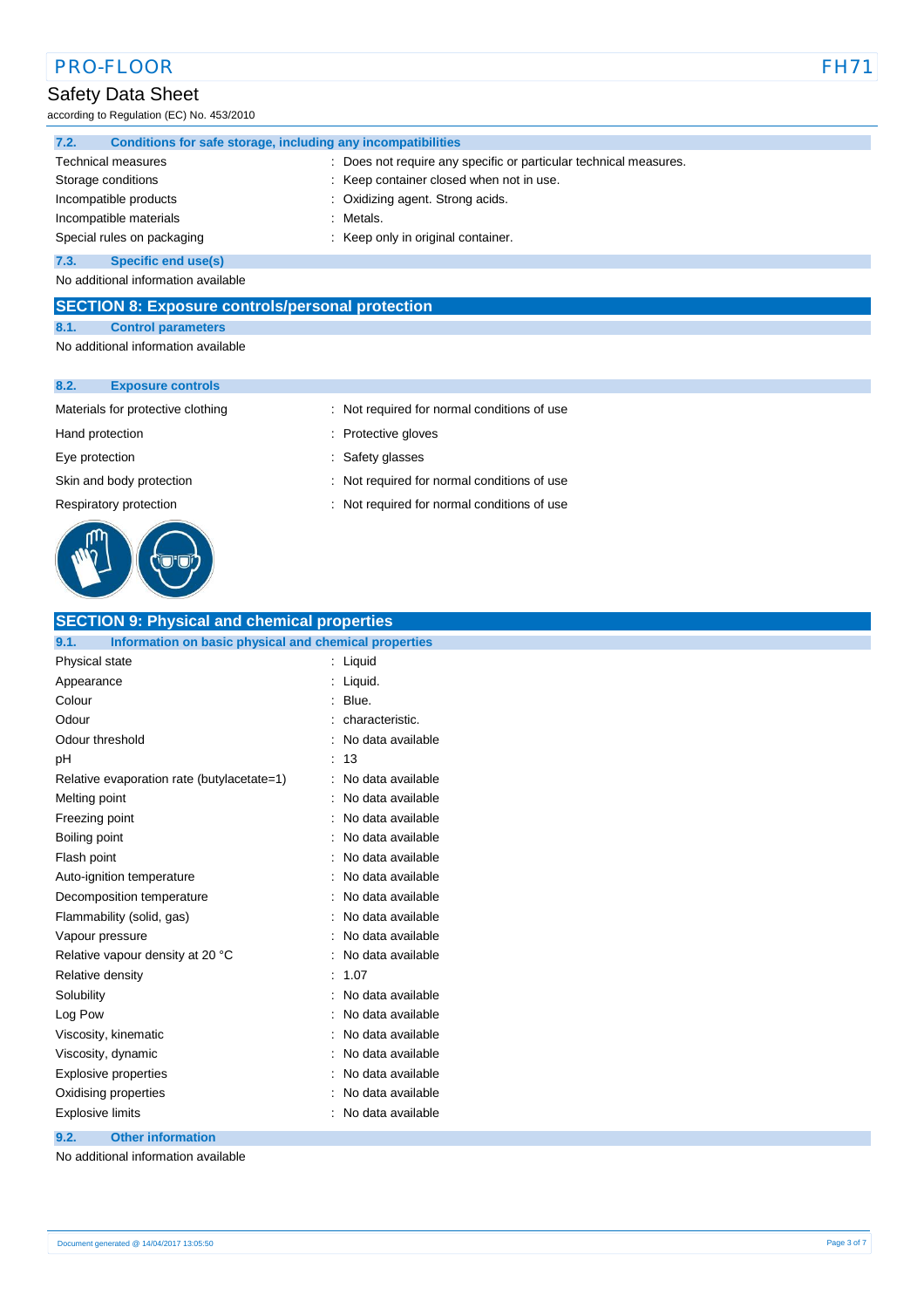### 7.2. Conditions for safe storage, including any incompatibilities

| | |
|---|---|
| Technical measures | : Does not require any specific or particular technical measures. |
| Storage conditions | : Keep container closed when not in use. |
| Incompatible products | : Oxidizing agent. Strong acids. |
| Incompatible materials | : Metals. |
| Special rules on packaging | : Keep only in original container. |

### 7.3. Specific end use(s)

No additional information available

## SECTION 8: Exposure controls/personal protection

### 8.1. Control parameters

No additional information available

### 8.2. Exposure controls

| | |
|---|---|
| Materials for protective clothing | : Not required for normal conditions of use |
| Hand protection | : Protective gloves |
| Eye protection | : Safety glasses |
| Skin and body protection | : Not required for normal conditions of use |
| Respiratory protection | : Not required for normal conditions of use |

## SECTION 9: Physical and chemical properties

### 9.1. Information on basic physical and chemical properties

| | |
|---|---|
| Physical state | : Liquid |
| Appearance | : Liquid. |
| Colour | : Blue. |
| Odour | : characteristic. |
| Odour threshold | : No data available |
| pH | : 13 |
| Relative evaporation rate (butylacetate=1) | : No data available |
| Melting point | : No data available |
| Freezing point | : No data available |
| Boiling point | : No data available |
| Flash point | : No data available |
| Auto-ignition temperature | : No data available |
| Decomposition temperature | : No data available |
| Flammability (solid, gas) | : No data available |
| Vapour pressure | : No data available |
| Relative vapour density at 20 °C | : No data available |
| Relative density | : 1.07 |
| Solubility | : No data available |
| Log Pow | : No data available |
| Viscosity, kinematic | : No data available |
| Viscosity, dynamic | : No data available |
| Explosive properties | : No data available |
| Oxidising properties | : No data available |
| Explosive limits | : No data available |

### 9.2. Other information

No additional information available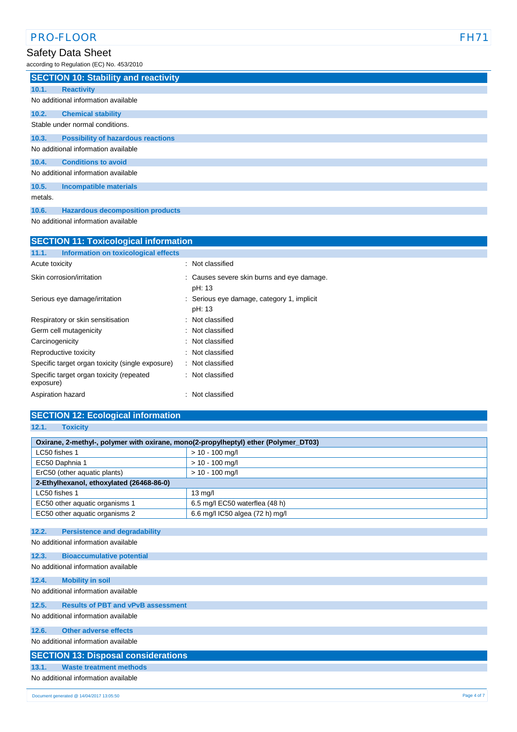## SECTION 10: Stability and reactivity

### 10.1. Reactivity

No additional information available

### 10.2. Chemical stability

Stable under normal conditions.

### 10.3. Possibility of hazardous reactions

No additional information available

### 10.4. Conditions to avoid

No additional information available

### 10.5. Incompatible materials

metals.

### 10.6. Hazardous decomposition products

No additional information available

## SECTION 11: Toxicological information

### 11.1. Information on toxicological effects

| | |
|---|---|
| Acute toxicity | : Not classified |
| Skin corrosion/irritation | : Causes severe skin burns and eye damage. pH: 13 |
| Serious eye damage/irritation | : Serious eye damage, category 1, implicit pH: 13 |
| Respiratory or skin sensitisation | : Not classified |
| Germ cell mutagenicity | : Not classified |
| Carcinogenicity | : Not classified |
| Reproductive toxicity | : Not classified |
| Specific target organ toxicity (single exposure) | : Not classified |
| Specific target organ toxicity (repeated exposure) | : Not classified |
| Aspiration hazard | : Not classified |

## SECTION 12: Ecological information

### 12.1. Toxicity

| Oxirane, 2-methyl-, polymer with oxirane, mono(2-propylheptyl) ether (Polymer_DT03) | |
|---|---|
| LC50 fishes 1 | > 10 - 100 mg/l |
| EC50 Daphnia 1 | > 10 - 100 mg/l |
| ErC50 (other aquatic plants) | > 10 - 100 mg/l |
| **2-Ethylhexanol, ethoxylated (26468-86-0)** | |
| LC50 fishes 1 | 13 mg/l |
| EC50 other aquatic organisms 1 | 6.5 mg/l EC50 waterflea (48 h) |
| EC50 other aquatic organisms 2 | 6.6 mg/l IC50 algea (72 h) mg/l |

### 12.2. Persistence and degradability

No additional information available

### 12.3. Bioaccumulative potential

No additional information available

### 12.4. Mobility in soil

No additional information available

### 12.5. Results of PBT and vPvB assessment

No additional information available

### 12.6. Other adverse effects

No additional information available

## SECTION 13: Disposal considerations

### 13.1. Waste treatment methods

No additional information available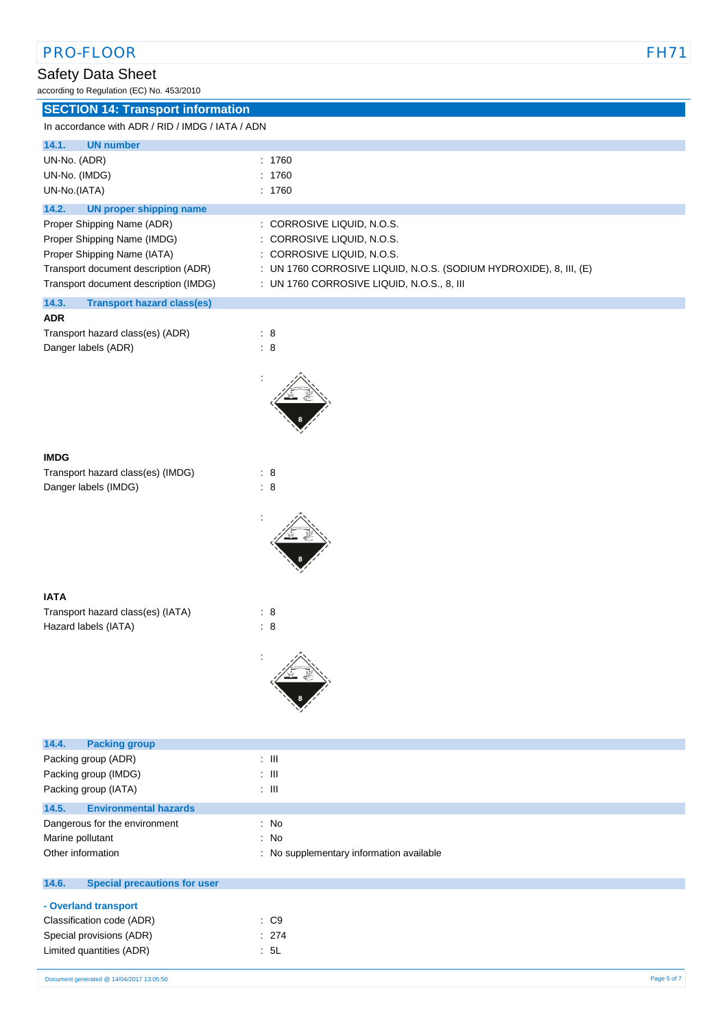## SECTION 14: Transport information

In accordance with ADR / RID / IMDG / IATA / ADN

### 14.1. UN number

| | |
|---|---|
| UN-No. (ADR) | : 1760 |
| UN-No. (IMDG) | : 1760 |
| UN-No.(IATA) | : 1760 |

### 14.2. UN proper shipping name

| | |
|---|---|
| Proper Shipping Name (ADR) | : CORROSIVE LIQUID, N.O.S. |
| Proper Shipping Name (IMDG) | : CORROSIVE LIQUID, N.O.S. |
| Proper Shipping Name (IATA) | : CORROSIVE LIQUID, N.O.S. |
| Transport document description (ADR) | : UN 1760 CORROSIVE LIQUID, N.O.S. (SODIUM HYDROXIDE), 8, III, (E) |
| Transport document description (IMDG) | : UN 1760 CORROSIVE LIQUID, N.O.S., 8, III |

### 14.3. Transport hazard class(es)

**ADR**

| | |
|---|---|
| Transport hazard class(es) (ADR) | : 8 |
| Danger labels (ADR) | : 8 |

**IMDG**

| | |
|---|---|
| Transport hazard class(es) (IMDG) | : 8 |
| Danger labels (IMDG) | : 8 |

**IATA**

| | |
|---|---|
| Transport hazard class(es) (IATA) | : 8 |
| Hazard labels (IATA) | : 8 |

### 14.4. Packing group

| | |
|---|---|
| Packing group (ADR) | : III |
| Packing group (IMDG) | : III |
| Packing group (IATA) | : III |

### 14.5. Environmental hazards

| | |
|---|---|
| Dangerous for the environment | : No |
| Marine pollutant | : No |
| Other information | : No supplementary information available |

### 14.6. Special precautions for user

**- Overland transport**

| | |
|---|---|
| Classification code (ADR) | : C9 |
| Special provisions (ADR) | : 274 |
| Limited quantities (ADR) | : 5L |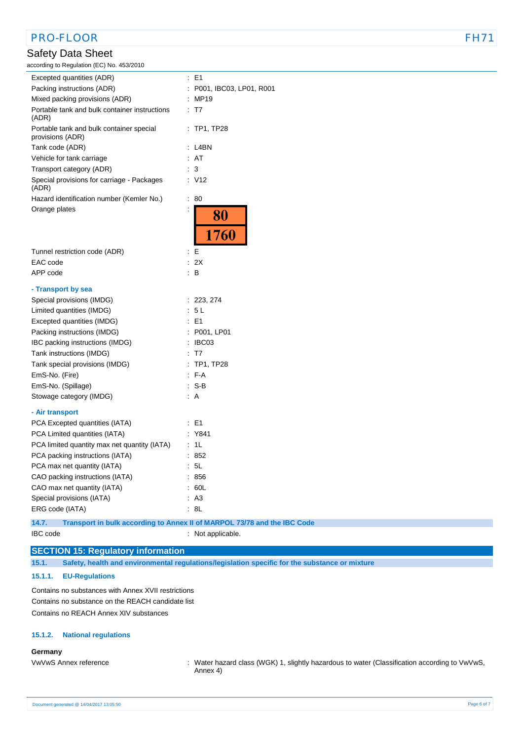| | |
|---|---|
| Excepted quantities (ADR) | : E1 |
| Packing instructions (ADR) | : P001, IBC03, LP01, R001 |
| Mixed packing provisions (ADR) | : MP19 |
| Portable tank and bulk container instructions (ADR) | : T7 |
| Portable tank and bulk container special provisions (ADR) | : TP1, TP28 |
| Tank code (ADR) | : L4BN |
| Vehicle for tank carriage | : AT |
| Transport category (ADR) | : 3 |
| Special provisions for carriage - Packages (ADR) | : V12 |
| Hazard identification number (Kemler No.) | : 80 |
| Orange plates | : 80 / 1760 |
| Tunnel restriction code (ADR) | : E |
| EAC code | : 2X |
| APP code | : B |

**- Transport by sea**

| | |
|---|---|
| Special provisions (IMDG) | : 223, 274 |
| Limited quantities (IMDG) | : 5 L |
| Excepted quantities (IMDG) | : E1 |
| Packing instructions (IMDG) | : P001, LP01 |
| IBC packing instructions (IMDG) | : IBC03 |
| Tank instructions (IMDG) | : T7 |
| Tank special provisions (IMDG) | : TP1, TP28 |
| EmS-No. (Fire) | : F-A |
| EmS-No. (Spillage) | : S-B |
| Stowage category (IMDG) | : A |

**- Air transport**

| | |
|---|---|
| PCA Excepted quantities (IATA) | : E1 |
| PCA Limited quantities (IATA) | : Y841 |
| PCA limited quantity max net quantity (IATA) | : 1L |
| PCA packing instructions (IATA) | : 852 |
| PCA max net quantity (IATA) | : 5L |
| CAO packing instructions (IATA) | : 856 |
| CAO max net quantity (IATA) | : 60L |
| Special provisions (IATA) | : A3 |
| ERG code (IATA) | : 8L |

### 14.7. Transport in bulk according to Annex II of MARPOL 73/78 and the IBC Code

IBC code : Not applicable.

## SECTION 15: Regulatory information

### 15.1. Safety, health and environmental regulations/legislation specific for the substance or mixture

#### 15.1.1. EU-Regulations

Contains no substances with Annex XVII restrictions
Contains no substance on the REACH candidate list
Contains no REACH Annex XIV substances

#### 15.1.2. National regulations

**Germany**

VwVwS Annex reference : Water hazard class (WGK) 1, slightly hazardous to water (Classification according to VwVwS, Annex 4)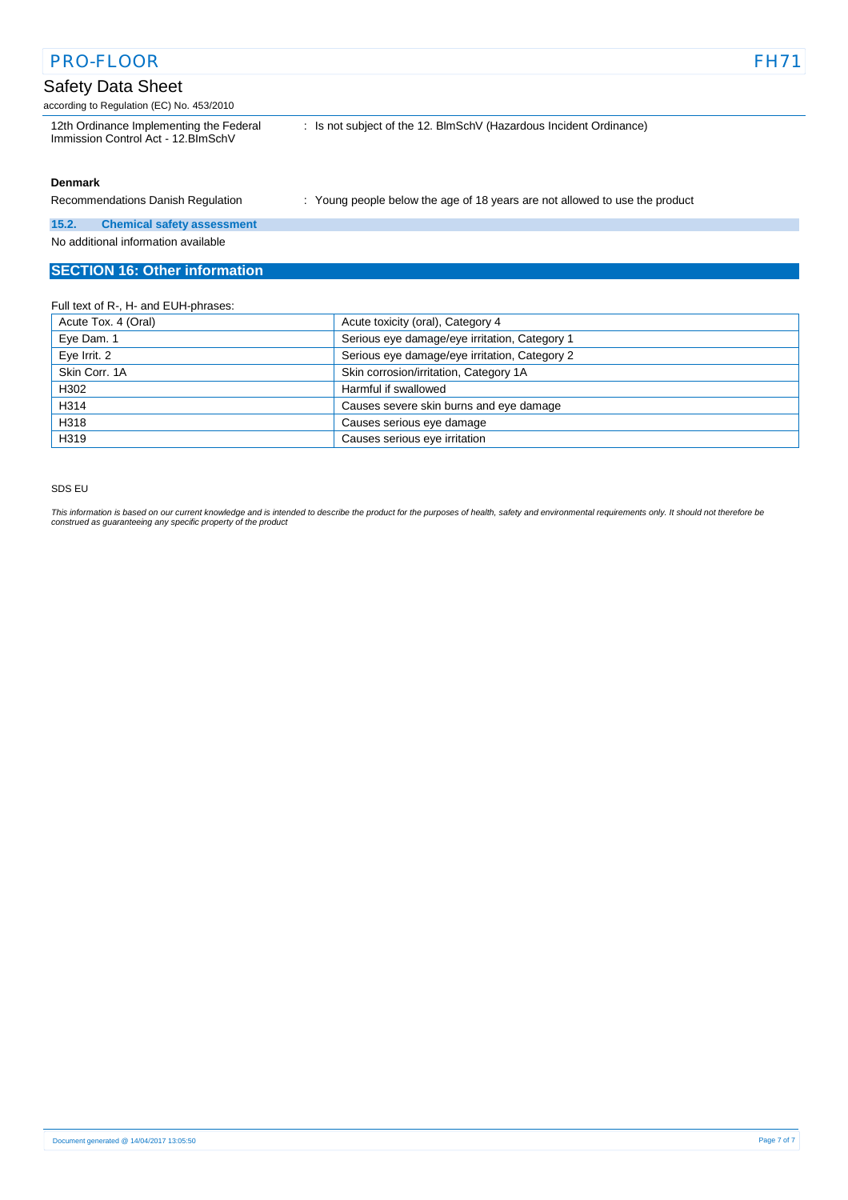| | |
|---|---|
| 12th Ordinance Implementing the Federal Immission Control Act - 12.BImSchV | : Is not subject of the 12. BlmSchV (Hazardous Incident Ordinance) |

**Denmark**

| | |
|---|---|
| Recommendations Danish Regulation | : Young people below the age of 18 years are not allowed to use the product |

### 15.2. Chemical safety assessment

No additional information available

## SECTION 16: Other information

Full text of R-, H- and EUH-phrases:

| | |
|---|---|
| Acute Tox. 4 (Oral) | Acute toxicity (oral), Category 4 |
| Eye Dam. 1 | Serious eye damage/eye irritation, Category 1 |
| Eye Irrit. 2 | Serious eye damage/eye irritation, Category 2 |
| Skin Corr. 1A | Skin corrosion/irritation, Category 1A |
| H302 | Harmful if swallowed |
| H314 | Causes severe skin burns and eye damage |
| H318 | Causes serious eye damage |
| H319 | Causes serious eye irritation |

SDS EU

*This information is based on our current knowledge and is intended to describe the product for the purposes of health, safety and environmental requirements only. It should not therefore be construed as guaranteeing any specific property of the product*